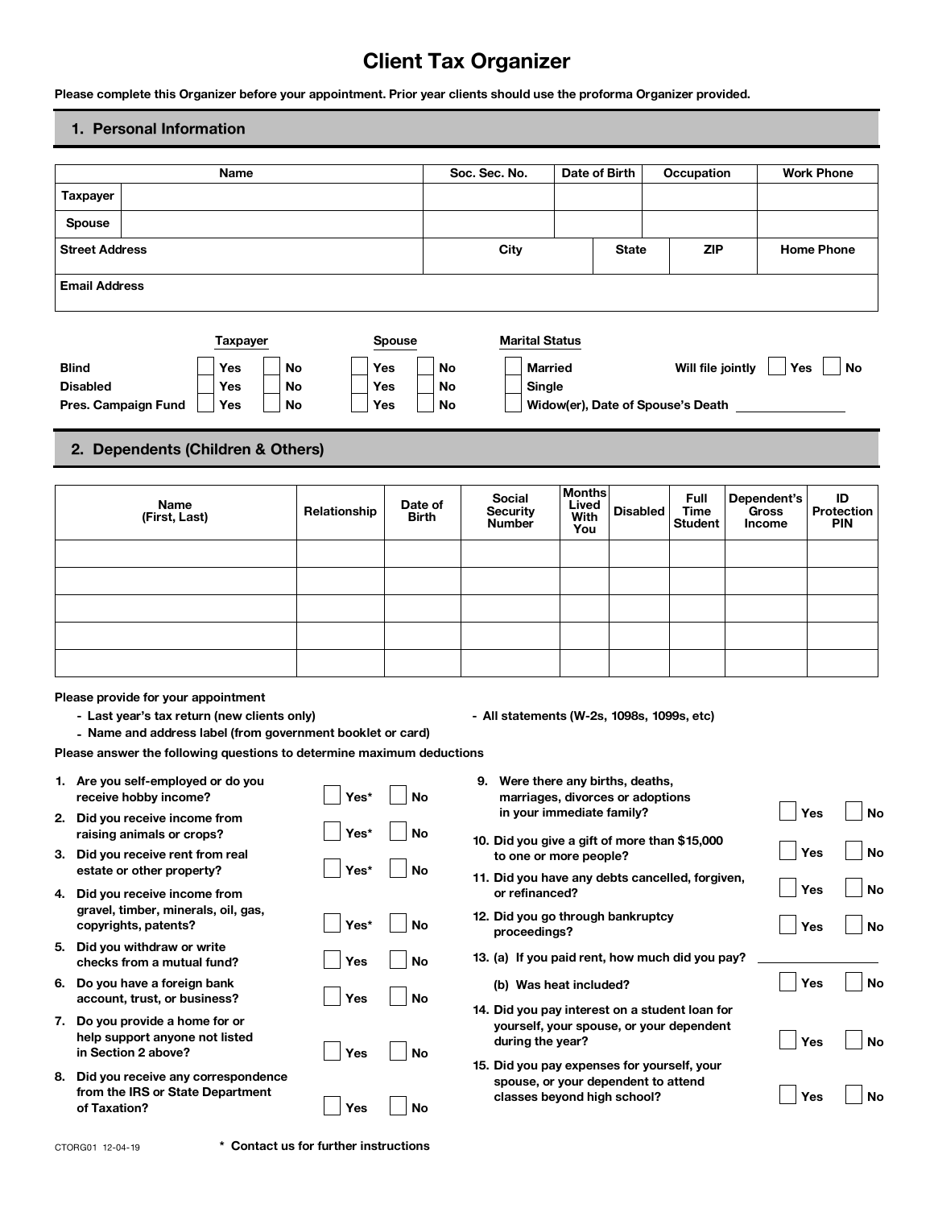# Client Tax Organizer

**Please complete this Organizer before your appointment. Prior year clients should use the proforma Organizer provided.**

## 1. Personal Information

| | Name | Soc. Sec. No. | Date of Birth | Occupation | Work Phone |
|---|---|---|---|---|---|
| **Taxpayer** | | | | | |
| **Spouse** | | | | | |

| Street Address | City | State | ZIP | Home Phone |
|---|---|---|---|---|
| | | | | |

| Email Address |
|---|
| |

| | Taxpayer | | Spouse | |
|---|---|---|---|---|
| **Blind** | ☐ Yes | ☐ No | ☐ Yes | ☐ No |
| **Disabled** | ☐ Yes | ☐ No | ☐ Yes | ☐ No |
| **Pres. Campaign Fund** | ☐ Yes | ☐ No | ☐ Yes | ☐ No |

**Marital Status**

- ☐ Married
- ☐ Single
- ☐ Widow(er), Date of Spouse's Death ______________

Will file jointly ☐ Yes ☐ No

## 2. Dependents (Children & Others)

| Name (First, Last) | Relationship | Date of Birth | Social Security Number | Months Lived With You | Disabled | Full Time Student | Dependent's Gross Income | ID Protection PIN |
|---|---|---|---|---|---|---|---|---|
| | | | | | | | | |
| | | | | | | | | |
| | | | | | | | | |
| | | | | | | | | |
| | | | | | | | | |

**Please provide for your appointment**

- **Last year's tax return (new clients only)**
- **Name and address label (from government booklet or card)**
- **All statements (W-2s, 1098s, 1099s, etc)**

**Please answer the following questions to determine maximum deductions**

1. Are you self-employed or do you receive hobby income? ☐ Yes* ☐ No
2. Did you receive income from raising animals or crops? ☐ Yes* ☐ No
3. Did you receive rent from real estate or other property? ☐ Yes* ☐ No
4. Did you receive income from gravel, timber, minerals, oil, gas, copyrights, patents? ☐ Yes* ☐ No
5. Did you withdraw or write checks from a mutual fund? ☐ Yes ☐ No
6. Do you have a foreign bank account, trust, or business? ☐ Yes ☐ No
7. Do you provide a home for or help support anyone not listed in Section 2 above? ☐ Yes ☐ No
8. Did you receive any correspondence from the IRS or State Department of Taxation? ☐ Yes ☐ No
9. Were there any births, deaths, marriages, divorces or adoptions in your immediate family? ☐ Yes ☐ No
10. Did you give a gift of more than $15,000 to one or more people? ☐ Yes ☐ No
11. Did you have any debts cancelled, forgiven, or refinanced? ☐ Yes ☐ No
12. Did you go through bankruptcy proceedings? ☐ Yes ☐ No
13. (a) If you paid rent, how much did you pay? ______________

    (b) Was heat included? ☐ Yes ☐ No
14. Did you pay interest on a student loan for yourself, your spouse, or your dependent during the year? ☐ Yes ☐ No
15. Did you pay expenses for yourself, your spouse, or your dependent to attend classes beyond high school? ☐ Yes ☐ No

CTORG01 12-04-19

**\* Contact us for further instructions**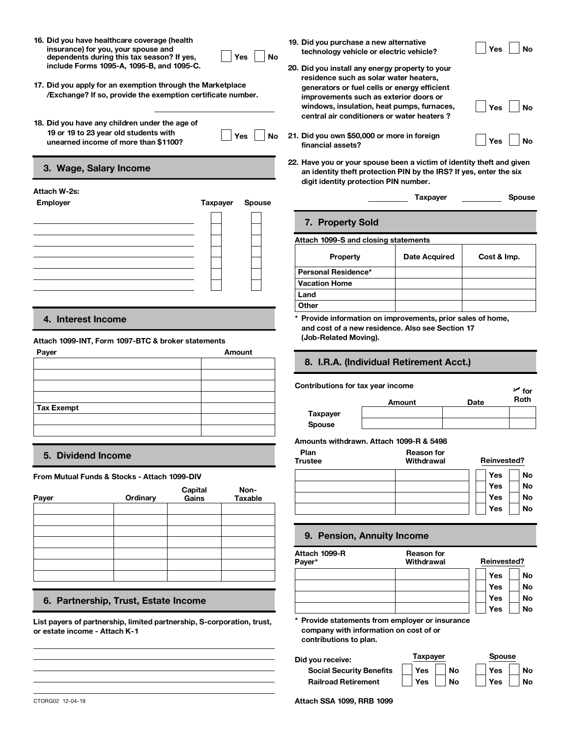16. Did you have healthcare coverage (health insurance) for you, your spouse and dependents during this tax season? If yes, include Forms 1095-A, 1095-B, and 1095-C. ☐ Yes ☐ No

17. Did you apply for an exemption through the Marketplace /Exchange? If so, provide the exemption certificate number. ____________________

18. Did you have any children under the age of 19 or 19 to 23 year old students with unearned income of more than $1100? ☐ Yes ☐ No

## 3. Wage, Salary Income

Attach W-2s:

| Employer | Taxpayer | Spouse |
|---|---|---|
| | ☐ | ☐ |
| | ☐ | ☐ |
| | ☐ | ☐ |
| | ☐ | ☐ |
| | ☐ | ☐ |
| | ☐ | ☐ |
| | ☐ | ☐ |

## 4. Interest Income

Attach 1099-INT, Form 1097-BTC & broker statements

| Payer | Amount |
|---|---|
| | |
| | |
| | |
| | |
| Tax Exempt | |
| | |
| | |

## 5. Dividend Income

From Mutual Funds & Stocks - Attach 1099-DIV

| Payer | Ordinary | Capital Gains | Non-Taxable |
|---|---|---|---|
| | | | |
| | | | |
| | | | |
| | | | |
| | | | |
| | | | |
| | | | |

## 6. Partnership, Trust, Estate Income

List payers of partnership, limited partnership, S-corporation, trust, or estate income - Attach K-1

____________________

____________________

____________________

____________________

19. Did you purchase a new alternative technology vehicle or electric vehicle? ☐ Yes ☐ No

20. Did you install any energy property to your residence such as solar water heaters, generators or fuel cells or energy efficient improvements such as exterior doors or windows, insulation, heat pumps, furnaces, central air conditioners or water heaters ? ☐ Yes ☐ No

21. Did you own $50,000 or more in foreign financial assets? ☐ Yes ☐ No

22. Have you or your spouse been a victim of identity theft and given an identity theft protection PIN by the IRS? If yes, enter the six digit identity protection PIN number.

__________ Taxpayer __________ Spouse

## 7. Property Sold

Attach 1099-S and closing statements

| Property | Date Acquired | Cost & Imp. |
|---|---|---|
| Personal Residence* | | |
| Vacation Home | | |
| Land | | |
| Other | | |

\* Provide information on improvements, prior sales of home, and cost of a new residence. Also see Section 17 (Job-Related Moving).

## 8. I.R.A. (Individual Retirement Acct.)

Contributions for tax year income

| | Amount | Date | ✓ for Roth |
|---|---|---|---|
| Taxpayer | | | |
| Spouse | | | |

Amounts withdrawn. Attach 1099-R & 5498

| Plan Trustee | Reason for Withdrawal | Reinvested? |
|---|---|---|
| | | ☐ Yes ☐ No |
| | | ☐ Yes ☐ No |
| | | ☐ Yes ☐ No |
| | | ☐ Yes ☐ No |

## 9. Pension, Annuity Income

| Attach 1099-R Payer* | Reason for Withdrawal | Reinvested? |
|---|---|---|
| | | ☐ Yes ☐ No |
| | | ☐ Yes ☐ No |
| | | ☐ Yes ☐ No |
| | | ☐ Yes ☐ No |

\* Provide statements from employer or insurance company with information on cost of or contributions to plan.

| Did you receive: | Taxpayer | Spouse |
|---|---|---|
| Social Security Benefits | ☐ Yes ☐ No | ☐ Yes ☐ No |
| Railroad Retirement | ☐ Yes ☐ No | ☐ Yes ☐ No |

Attach SSA 1099, RRB 1099

CTORG02 12-04-19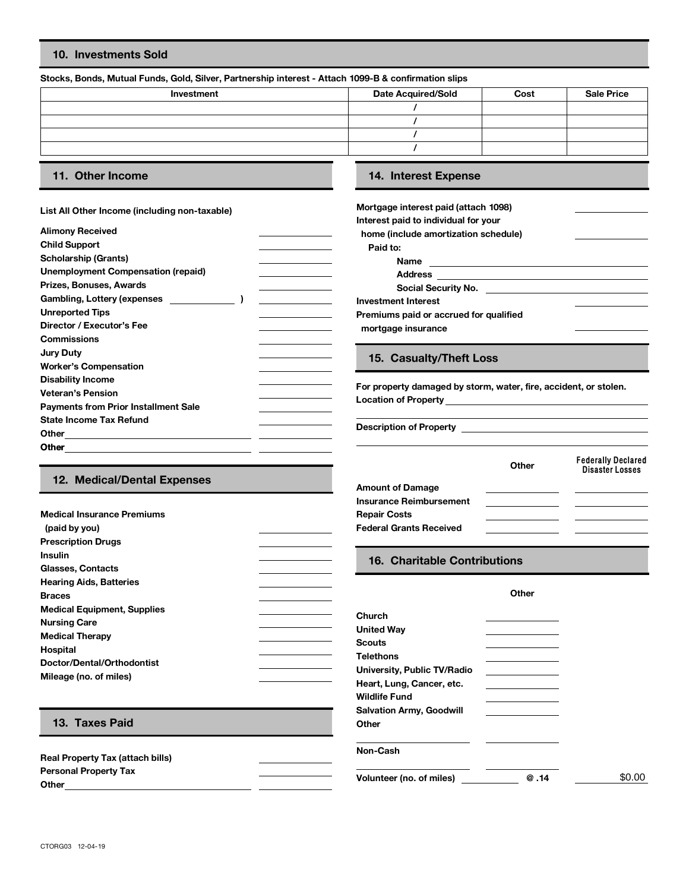## 10. Investments Sold

**Stocks, Bonds, Mutual Funds, Gold, Silver, Partnership interest - Attach 1099-B & confirmation slips**

| Investment | Date Acquired/Sold | Cost | Sale Price |
|---|---|---|---|
| | / | | |
| | / | | |
| | / | | |
| | / | | |

## 11. Other Income

**List All Other Income (including non-taxable)**

| | |
|---|---|
| Alimony Received | |
| Child Support | |
| Scholarship (Grants) | |
| Unemployment Compensation (repaid) | |
| Prizes, Bonuses, Awards | |
| Gambling, Lottery (expenses ______ ) | |
| Unreported Tips | |
| Director / Executor's Fee | |
| Commissions | |
| Jury Duty | |
| Worker's Compensation | |
| Disability Income | |
| Veteran's Pension | |
| Payments from Prior Installment Sale | |
| State Income Tax Refund | |
| Other ______ | |
| Other ______ | |

## 12. Medical/Dental Expenses

| | |
|---|---|
| Medical Insurance Premiums (paid by you) | |
| Prescription Drugs | |
| Insulin | |
| Glasses, Contacts | |
| Hearing Aids, Batteries | |
| Braces | |
| Medical Equipment, Supplies | |
| Nursing Care | |
| Medical Therapy | |
| Hospital | |
| Doctor/Dental/Orthodontist | |
| Mileage (no. of miles) | |

## 13. Taxes Paid

| | |
|---|---|
| Real Property Tax (attach bills) | |
| Personal Property Tax | |
| Other ______ | |

## 14. Interest Expense

| | |
|---|---|
| Mortgage interest paid (attach 1098) | |
| Interest paid to individual for your home (include amortization schedule) | |

Paid to:

- Name ______
- Address ______
- Social Security No. ______

| | |
|---|---|
| Investment Interest | |
| Premiums paid or accrued for qualified mortgage insurance | |

## 15. Casualty/Theft Loss

**For property damaged by storm, water, fire, accident, or stolen.**

Location of Property ______

Description of Property ______

| | Other | Federally Declared Disaster Losses |
|---|---|---|
| Amount of Damage | | |
| Insurance Reimbursement | | |
| Repair Costs | | |
| Federal Grants Received | | |

## 16. Charitable Contributions

| | Other | |
|---|---|---|
| Church | | |
| United Way | | |
| Scouts | | |
| Telethons | | |
| University, Public TV/Radio | | |
| Heart, Lung, Cancer, etc. | | |
| Wildlife Fund | | |
| Salvation Army, Goodwill | | |
| Other | | |
| ______ | | |
| Non-Cash | | |
| ______ | | |
| Volunteer (no. of miles) ______ | @ .14 | $0.00 |

CTORG03 12-04-19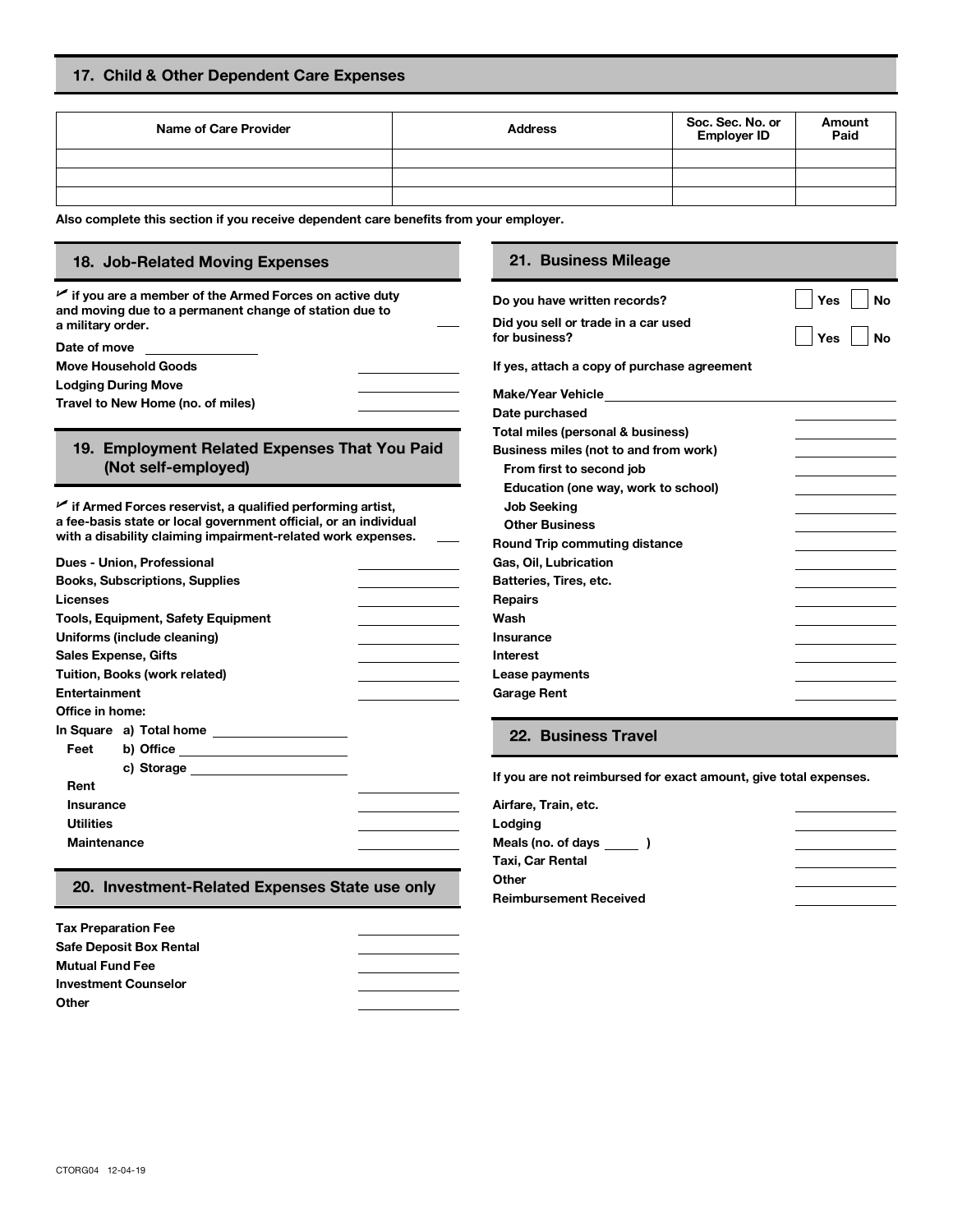## 17. Child & Other Dependent Care Expenses

| Name of Care Provider | Address | Soc. Sec. No. or Employer ID | Amount Paid |
| --- | --- | --- | --- |
| | | | |
| | | | |
| | | | |

**Also complete this section if you receive dependent care benefits from your employer.**

## 18. Job-Related Moving Expenses

✓ if you are a member of the Armed Forces on active duty and moving due to a permanent change of station due to a military order. ____

Date of move ____________

| | |
| --- | --- |
| Move Household Goods | |
| Lodging During Move | |
| Travel to New Home (no. of miles) | |

## 19. Employment Related Expenses That You Paid (Not self-employed)

✓ if Armed Forces reservist, a qualified performing artist, a fee-basis state or local government official, or an individual with a disability claiming impairment-related work expenses. ____

| | |
| --- | --- |
| Dues - Union, Professional | |
| Books, Subscriptions, Supplies | |
| Licenses | |
| Tools, Equipment, Safety Equipment | |
| Uniforms (include cleaning) | |
| Sales Expense, Gifts | |
| Tuition, Books (work related) | |
| Entertainment | |

Office in home:

In Square Feet
- a) Total home ____________
- b) Office ____________
- c) Storage ____________

| | |
| --- | --- |
| Rent | |
| Insurance | |
| Utilities | |
| Maintenance | |

## 20. Investment-Related Expenses State use only

| | |
| --- | --- |
| Tax Preparation Fee | |
| Safe Deposit Box Rental | |
| Mutual Fund Fee | |
| Investment Counselor | |
| Other | |

## 21. Business Mileage

Do you have written records? ☐ Yes ☐ No

Did you sell or trade in a car used for business? ☐ Yes ☐ No

If yes, attach a copy of purchase agreement

Make/Year Vehicle ____________

| | |
| --- | --- |
| Date purchased | |
| Total miles (personal & business) | |
| Business miles (not to and from work) | |
| From first to second job | |
| Education (one way, work to school) | |
| Job Seeking | |
| Other Business | |
| Round Trip commuting distance | |
| Gas, Oil, Lubrication | |
| Batteries, Tires, etc. | |
| Repairs | |
| Wash | |
| Insurance | |
| Interest | |
| Lease payments | |
| Garage Rent | |

## 22. Business Travel

If you are not reimbursed for exact amount, give total expenses.

| | |
| --- | --- |
| Airfare, Train, etc. | |
| Lodging | |
| Meals (no. of days ____ ) | |
| Taxi, Car Rental | |
| Other | |
| Reimbursement Received | |

CTORG04 12-04-19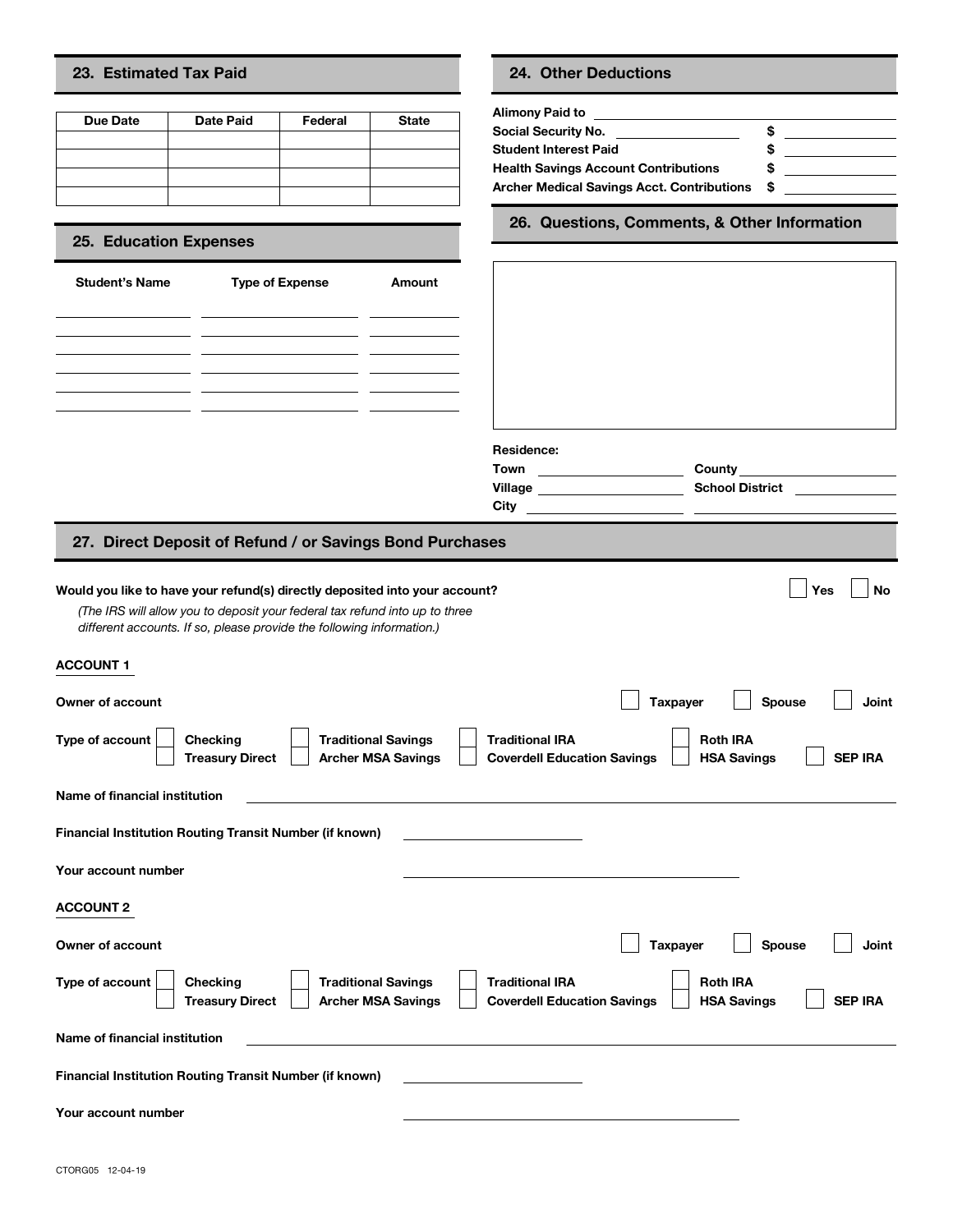## 23. Estimated Tax Paid

| Due Date | Date Paid | Federal | State |
|---|---|---|---|
| | | | |
| | | | |
| | | | |
| | | | |

## 24. Other Deductions

**Alimony Paid to** ______________________

**Social Security No.** ______________ **$** ______________

**Student Interest Paid** **$** ______________

**Health Savings Account Contributions** **$** ______________

**Archer Medical Savings Acct. Contributions** **$** ______________

## 25. Education Expenses

| Student's Name | Type of Expense | Amount |
|---|---|---|
| | | |
| | | |
| | | |
| | | |
| | | |
| | | |

## 26. Questions, Comments, & Other Information

**Residence:**

**Town** ______________ **County** ______________

**Village** ______________ **School District** ______________

**City** ______________ ______________

## 27. Direct Deposit of Refund / or Savings Bond Purchases

**Would you like to have your refund(s) directly deposited into your account?** ☐ **Yes** ☐ **No**

*(The IRS will allow you to deposit your federal tax refund into up to three different accounts. If so, please provide the following information.)*

**ACCOUNT 1**

**Owner of account** ☐ **Taxpayer** ☐ **Spouse** ☐ **Joint**

**Type of account** ☐ **Checking** ☐ **Traditional Savings** ☐ **Traditional IRA** ☐ **Roth IRA**
☐ **Treasury Direct** ☐ **Archer MSA Savings** ☐ **Coverdell Education Savings** ☐ **HSA Savings** ☐ **SEP IRA**

**Name of financial institution** ______________________

**Financial Institution Routing Transit Number (if known)** ______________

**Your account number** ______________

**ACCOUNT 2**

**Owner of account** ☐ **Taxpayer** ☐ **Spouse** ☐ **Joint**

**Type of account** ☐ **Checking** ☐ **Traditional Savings** ☐ **Traditional IRA** ☐ **Roth IRA**
☐ **Treasury Direct** ☐ **Archer MSA Savings** ☐ **Coverdell Education Savings** ☐ **HSA Savings** ☐ **SEP IRA**

**Name of financial institution** ______________________

**Financial Institution Routing Transit Number (if known)** ______________

**Your account number** ______________

CTORG05 12-04-19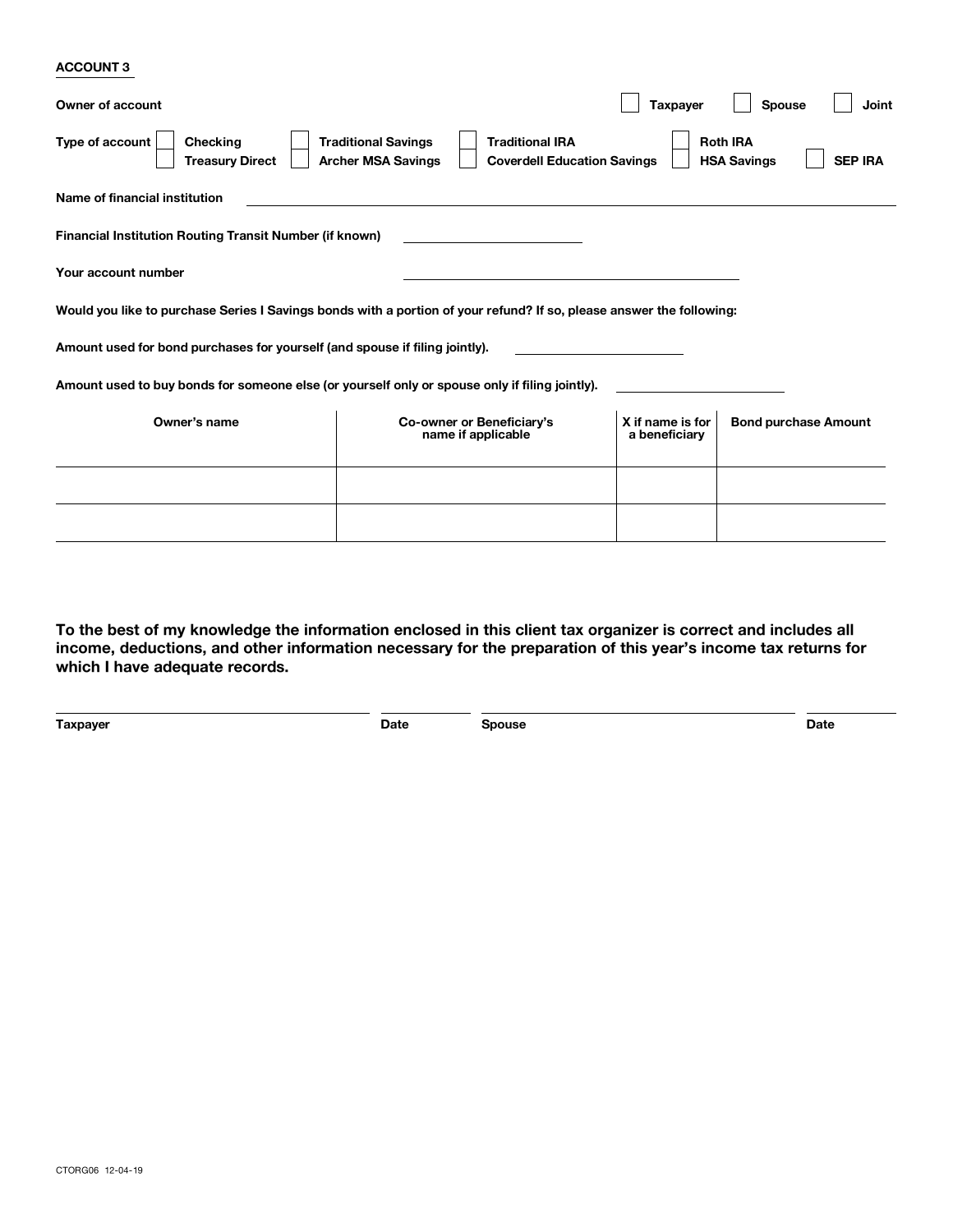**ACCOUNT 3**

**Owner of account** ☐ **Taxpayer** ☐ **Spouse** ☐ **Joint**

**Type of account** ☐ **Checking** ☐ **Traditional Savings** ☐ **Traditional IRA** ☐ **Roth IRA**
☐ **Treasury Direct** ☐ **Archer MSA Savings** ☐ **Coverdell Education Savings** ☐ **HSA Savings** ☐ **SEP IRA**

**Name of financial institution** \_\_\_\_\_\_\_\_\_\_\_\_\_\_\_\_\_\_\_\_\_\_\_\_\_\_\_\_\_\_\_\_\_\_\_\_\_\_\_\_

**Financial Institution Routing Transit Number (if known)** \_\_\_\_\_\_\_\_\_\_\_\_\_\_\_\_\_\_\_\_

**Your account number** \_\_\_\_\_\_\_\_\_\_\_\_\_\_\_\_\_\_\_\_\_\_\_\_\_\_\_\_\_\_\_\_

**Would you like to purchase Series I Savings bonds with a portion of your refund? If so, please answer the following:**

**Amount used for bond purchases for yourself (and spouse if filing jointly).** \_\_\_\_\_\_\_\_\_\_\_\_\_\_\_\_\_\_\_\_

**Amount used to buy bonds for someone else (or yourself only or spouse only if filing jointly).** \_\_\_\_\_\_\_\_\_\_\_\_\_\_\_\_\_\_\_\_

| Owner's name | Co-owner or Beneficiary's name if applicable | X if name is for a beneficiary | Bond purchase Amount |
|---|---|---|---|
| | | | |
| | | | |

**To the best of my knowledge the information enclosed in this client tax organizer is correct and includes all income, deductions, and other information necessary for the preparation of this year's income tax returns for which I have adequate records.**

| | | | |
|---|---|---|---|
| **Taxpayer** | **Date** | **Spouse** | **Date** |

CTORG06 12-04-19